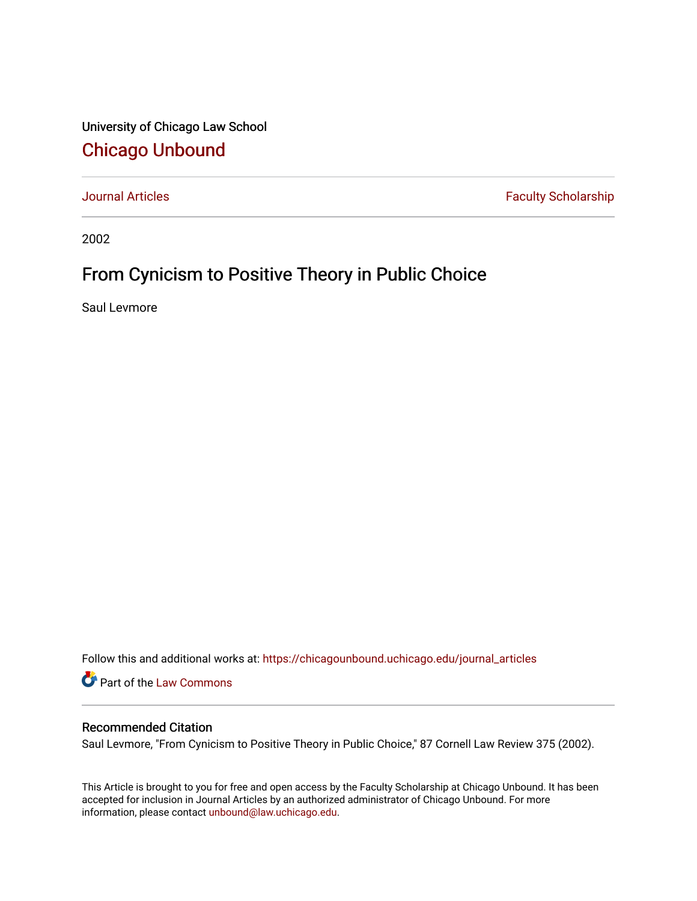University of Chicago Law School

# Chicago Unbound

Journal Articles | Faculty Scholarship

2002

## From Cynicism to Positive Theory in Public Choice

Saul Levmore

Follow this and additional works at: https://chicagounbound.uchicago.edu/journal_articles

Part of the Law Commons

### Recommended Citation

Saul Levmore, "From Cynicism to Positive Theory in Public Choice," 87 Cornell Law Review 375 (2002).

This Article is brought to you for free and open access by the Faculty Scholarship at Chicago Unbound. It has been accepted for inclusion in Journal Articles by an authorized administrator of Chicago Unbound. For more information, please contact unbound@law.uchicago.edu.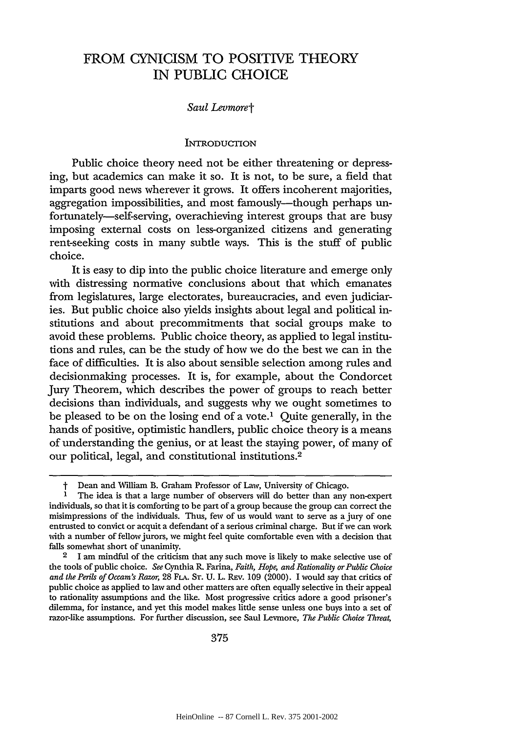# FROM CYNICISM TO POSITIVE THEORY IN PUBLIC CHOICE

*Saul Levmore*†

## INTRODUCTION

Public choice theory need not be either threatening or depressing, but academics can make it so. It is not, to be sure, a field that imparts good news wherever it grows. It offers incoherent majorities, aggregation impossibilities, and most famously—though perhaps unfortunately—self-serving, overachieving interest groups that are busy imposing external costs on less-organized citizens and generating rent-seeking costs in many subtle ways. This is the stuff of public choice.

It is easy to dip into the public choice literature and emerge only with distressing normative conclusions about that which emanates from legislatures, large electorates, bureaucracies, and even judiciaries. But public choice also yields insights about legal and political institutions and about precommitments that social groups make to avoid these problems. Public choice theory, as applied to legal institutions and rules, can be the study of how we do the best we can in the face of difficulties. It is also about sensible selection among rules and decisionmaking processes. It is, for example, about the Condorcet Jury Theorem, which describes the power of groups to reach better decisions than individuals, and suggests why we ought sometimes to be pleased to be on the losing end of a vote.[1] Quite generally, in the hands of positive, optimistic handlers, public choice theory is a means of understanding the genius, or at least the staying power, of many of our political, legal, and constitutional institutions.[2]

---

† Dean and William B. Graham Professor of Law, University of Chicago.

[1] The idea is that a large number of observers will do better than any non-expert individuals, so that it is comforting to be part of a group because the group can correct the misimpressions of the individuals. Thus, few of us would want to serve as a jury of one entrusted to convict or acquit a defendant of a serious criminal charge. But if we can work with a number of fellow jurors, we might feel quite comfortable even with a decision that falls somewhat short of unanimity.

[2] I am mindful of the criticism that any such move is likely to make selective use of the tools of public choice. *See* Cynthia R. Farina, *Faith, Hope, and Rationality or Public Choice and the Perils of Occam's Razor*, 28 FLA. ST. U. L. REV. 109 (2000). I would say that critics of public choice as applied to law and other matters are often equally selective in their appeal to rationality assumptions and the like. Most progressive critics adore a good prisoner's dilemma, for instance, and yet this model makes little sense unless one buys into a set of razor-like assumptions. For further discussion, see Saul Levmore, *The Public Choice Threat*,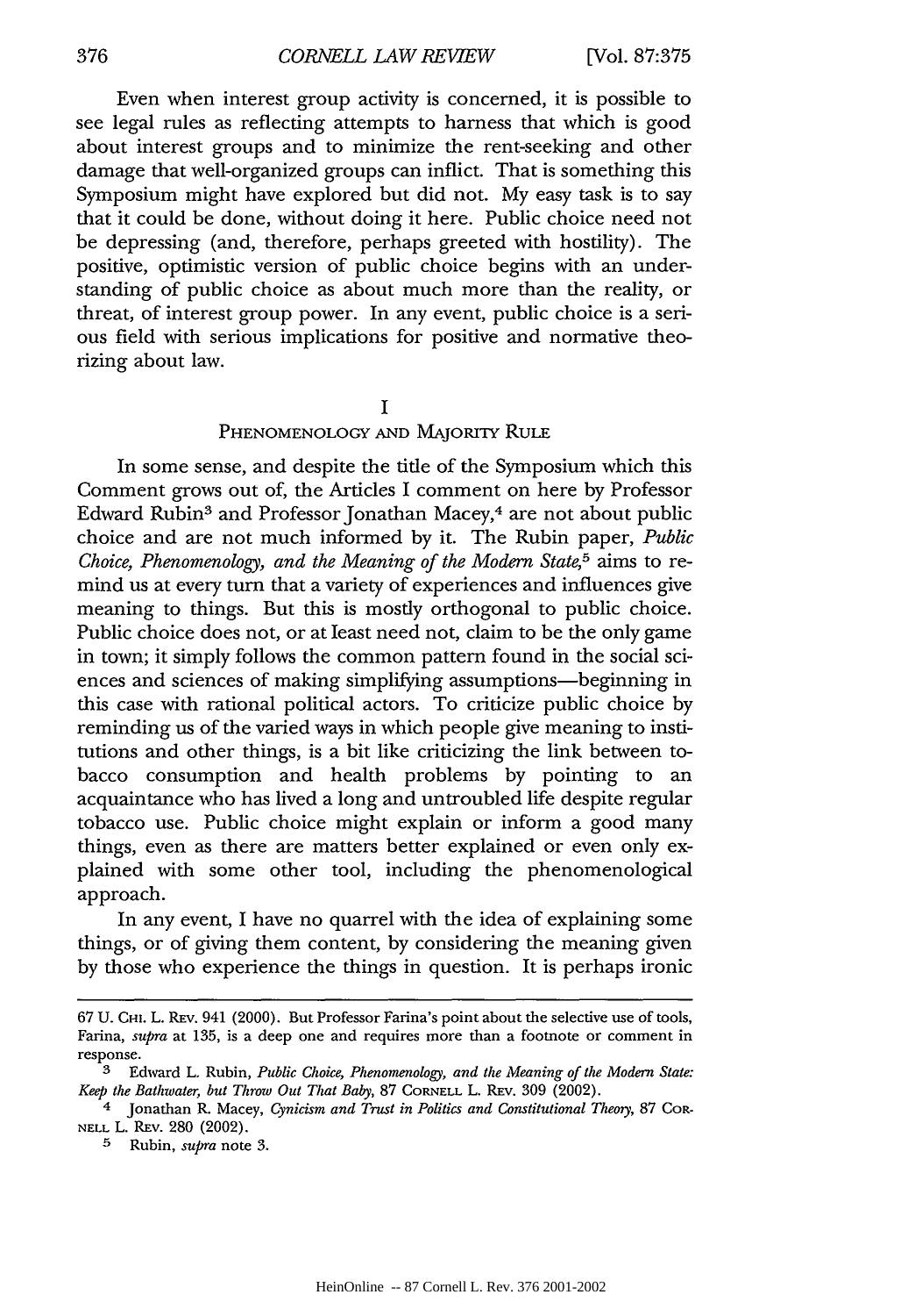Even when interest group activity is concerned, it is possible to see legal rules as reflecting attempts to harness that which is good about interest groups and to minimize the rent-seeking and other damage that well-organized groups can inflict. That is something this Symposium might have explored but did not. My easy task is to say that it could be done, without doing it here. Public choice need not be depressing (and, therefore, perhaps greeted with hostility). The positive, optimistic version of public choice begins with an understanding of public choice as about much more than the reality, or threat, of interest group power. In any event, public choice is a serious field with serious implications for positive and normative theorizing about law.

## I
## PHENOMENOLOGY AND MAJORITY RULE

In some sense, and despite the title of the Symposium which this Comment grows out of, the Articles I comment on here by Professor Edward Rubin[3] and Professor Jonathan Macey,[4] are not about public choice and are not much informed by it. The Rubin paper, *Public Choice, Phenomenology, and the Meaning of the Modern State*,[5] aims to remind us at every turn that a variety of experiences and influences give meaning to things. But this is mostly orthogonal to public choice. Public choice does not, or at least need not, claim to be the only game in town; it simply follows the common pattern found in the social sciences and sciences of making simplifying assumptions—beginning in this case with rational political actors. To criticize public choice by reminding us of the varied ways in which people give meaning to institutions and other things, is a bit like criticizing the link between tobacco consumption and health problems by pointing to an acquaintance who has lived a long and untroubled life despite regular tobacco use. Public choice might explain or inform a good many things, even as there are matters better explained or even only explained with some other tool, including the phenomenological approach.

In any event, I have no quarrel with the idea of explaining some things, or of giving them content, by considering the meaning given by those who experience the things in question. It is perhaps ironic

---

67 U. CHI. L. REV. 941 (2000). But Professor Farina's point about the selective use of tools, Farina, *supra* at 135, is a deep one and requires more than a footnote or comment in response.

[3] Edward L. Rubin, *Public Choice, Phenomenology, and the Meaning of the Modern State: Keep the Bathwater, but Throw Out That Baby*, 87 CORNELL L. REV. 309 (2002).

[4] Jonathan R. Macey, *Cynicism and Trust in Politics and Constitutional Theory*, 87 CORNELL L. REV. 280 (2002).

[5] Rubin, *supra* note 3.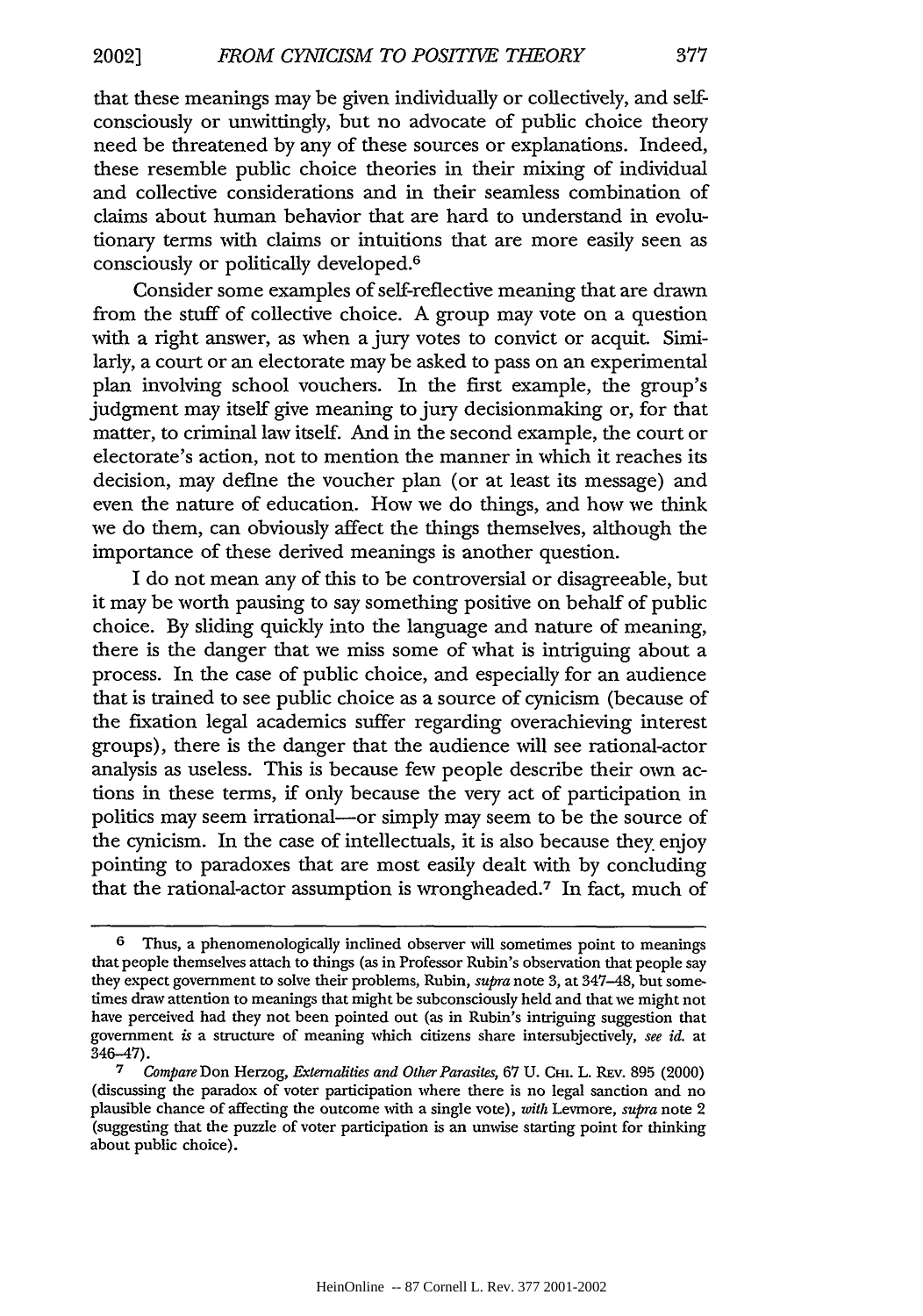that these meanings may be given individually or collectively, and self-consciously or unwittingly, but no advocate of public choice theory need be threatened by any of these sources or explanations. Indeed, these resemble public choice theories in their mixing of individual and collective considerations and in their seamless combination of claims about human behavior that are hard to understand in evolutionary terms with claims or intuitions that are more easily seen as consciously or politically developed.[6]

Consider some examples of self-reflective meaning that are drawn from the stuff of collective choice. A group may vote on a question with a right answer, as when a jury votes to convict or acquit. Similarly, a court or an electorate may be asked to pass on an experimental plan involving school vouchers. In the first example, the group's judgment may itself give meaning to jury decisionmaking or, for that matter, to criminal law itself. And in the second example, the court or electorate's action, not to mention the manner in which it reaches its decision, may define the voucher plan (or at least its message) and even the nature of education. How we do things, and how we think we do them, can obviously affect the things themselves, although the importance of these derived meanings is another question.

I do not mean any of this to be controversial or disagreeable, but it may be worth pausing to say something positive on behalf of public choice. By sliding quickly into the language and nature of meaning, there is the danger that we miss some of what is intriguing about a process. In the case of public choice, and especially for an audience that is trained to see public choice as a source of cynicism (because of the fixation legal academics suffer regarding overachieving interest groups), there is the danger that the audience will see rational-actor analysis as useless. This is because few people describe their own actions in these terms, if only because the very act of participation in politics may seem irrational—or simply may seem to be the source of the cynicism. In the case of intellectuals, it is also because they enjoy pointing to paradoxes that are most easily dealt with by concluding that the rational-actor assumption is wrongheaded.[7] In fact, much of

---

[6] Thus, a phenomenologically inclined observer will sometimes point to meanings that people themselves attach to things (as in Professor Rubin's observation that people say they expect government to solve their problems, Rubin, *supra* note 3, at 347–48, but sometimes draw attention to meanings that might be subconsciously held and that we might not have perceived had they not been pointed out (as in Rubin's intriguing suggestion that government *is* a structure of meaning which citizens share intersubjectively, *see id.* at 346–47).

[7] *Compare* Don Herzog, *Externalities and Other Parasites*, 67 U. CHI. L. REV. 895 (2000) (discussing the paradox of voter participation where there is no legal sanction and no plausible chance of affecting the outcome with a single vote), *with* Levmore, *supra* note 2 (suggesting that the puzzle of voter participation is an unwise starting point for thinking about public choice).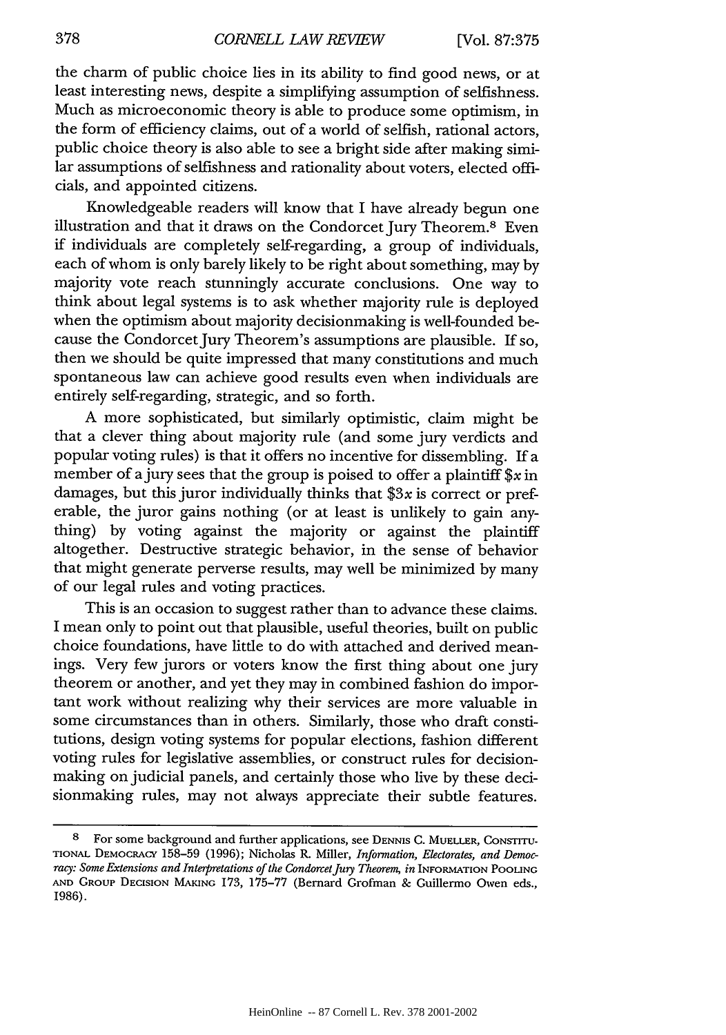the charm of public choice lies in its ability to find good news, or at least interesting news, despite a simplifying assumption of selfishness. Much as microeconomic theory is able to produce some optimism, in the form of efficiency claims, out of a world of selfish, rational actors, public choice theory is also able to see a bright side after making similar assumptions of selfishness and rationality about voters, elected officials, and appointed citizens.

Knowledgeable readers will know that I have already begun one illustration and that it draws on the Condorcet Jury Theorem.[8] Even if individuals are completely self-regarding, a group of individuals, each of whom is only barely likely to be right about something, may by majority vote reach stunningly accurate conclusions. One way to think about legal systems is to ask whether majority rule is deployed when the optimism about majority decisionmaking is well-founded because the Condorcet Jury Theorem's assumptions are plausible. If so, then we should be quite impressed that many constitutions and much spontaneous law can achieve good results even when individuals are entirely self-regarding, strategic, and so forth.

A more sophisticated, but similarly optimistic, claim might be that a clever thing about majority rule (and some jury verdicts and popular voting rules) is that it offers no incentive for dissembling. If a member of a jury sees that the group is poised to offer a plaintiff $\$x$ in damages, but this juror individually thinks that $\$3x$ is correct or preferable, the juror gains nothing (or at least is unlikely to gain anything) by voting against the majority or against the plaintiff altogether. Destructive strategic behavior, in the sense of behavior that might generate perverse results, may well be minimized by many of our legal rules and voting practices.

This is an occasion to suggest rather than to advance these claims. I mean only to point out that plausible, useful theories, built on public choice foundations, have little to do with attached and derived meanings. Very few jurors or voters know the first thing about one jury theorem or another, and yet they may in combined fashion do important work without realizing why their services are more valuable in some circumstances than in others. Similarly, those who draft constitutions, design voting systems for popular elections, fashion different voting rules for legislative assemblies, or construct rules for decisionmaking on judicial panels, and certainly those who live by these decisionmaking rules, may not always appreciate their subtle features.

---

8 For some background and further applications, see DENNIS C. MUELLER, CONSTITUTIONAL DEMOCRACY 158–59 (1996); Nicholas R. Miller, *Information, Electorates, and Democracy: Some Extensions and Interpretations of the Condorcet Jury Theorem*, *in* INFORMATION POOLING AND GROUP DECISION MAKING 173, 175–77 (Bernard Grofman & Guillermo Owen eds., 1986).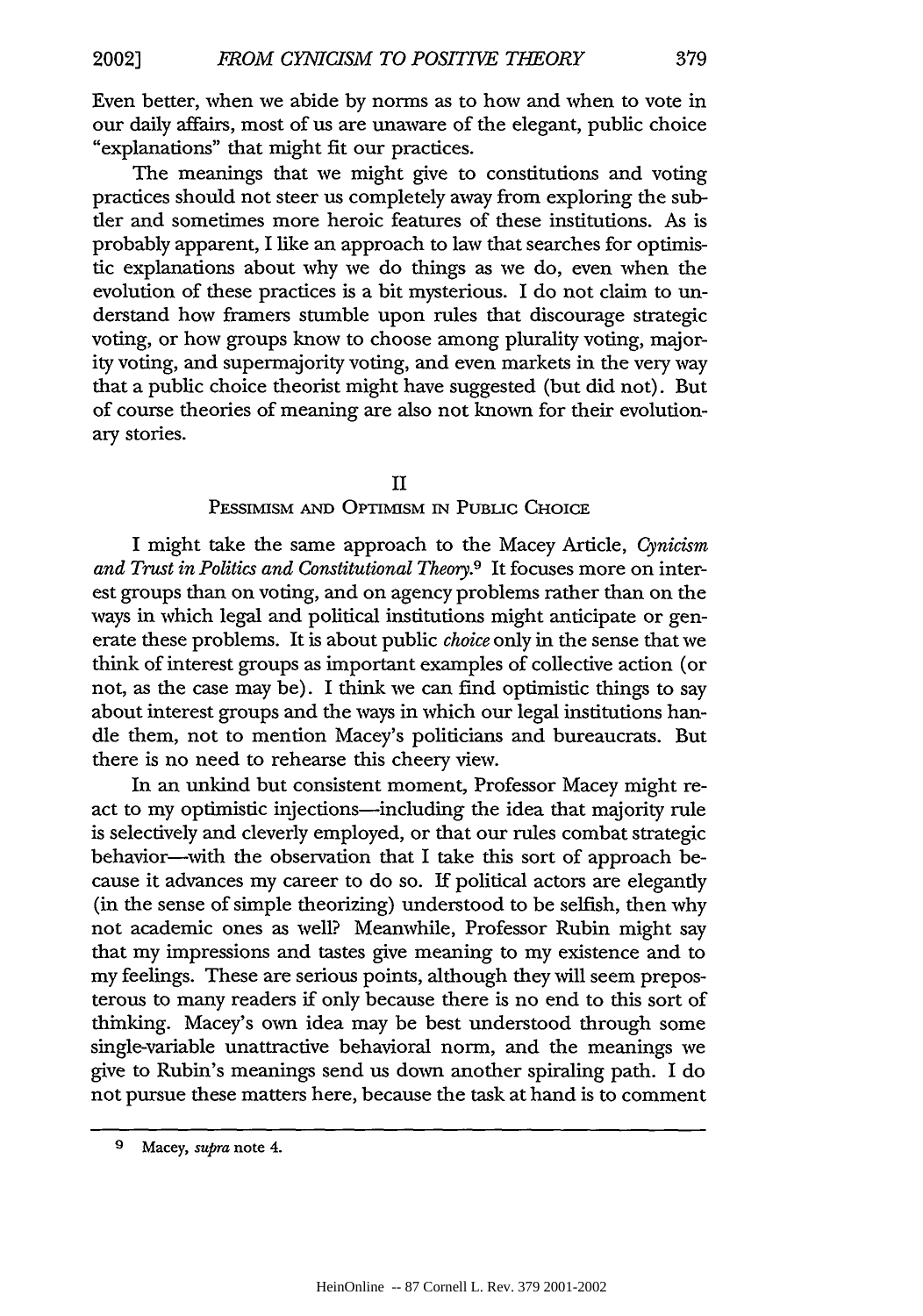Even better, when we abide by norms as to how and when to vote in our daily affairs, most of us are unaware of the elegant, public choice "explanations" that might fit our practices.

The meanings that we might give to constitutions and voting practices should not steer us completely away from exploring the subtler and sometimes more heroic features of these institutions. As is probably apparent, I like an approach to law that searches for optimistic explanations about why we do things as we do, even when the evolution of these practices is a bit mysterious. I do not claim to understand how framers stumble upon rules that discourage strategic voting, or how groups know to choose among plurality voting, majority voting, and supermajority voting, and even markets in the very way that a public choice theorist might have suggested (but did not). But of course theories of meaning are also not known for their evolutionary stories.

## II

## PESSIMISM AND OPTIMISM IN PUBLIC CHOICE

I might take the same approach to the Macey Article, *Cynicism and Trust in Politics and Constitutional Theory*.[9] It focuses more on interest groups than on voting, and on agency problems rather than on the ways in which legal and political institutions might anticipate or generate these problems. It is about public *choice* only in the sense that we think of interest groups as important examples of collective action (or not, as the case may be). I think we can find optimistic things to say about interest groups and the ways in which our legal institutions handle them, not to mention Macey's politicians and bureaucrats. But there is no need to rehearse this cheery view.

In an unkind but consistent moment, Professor Macey might react to my optimistic injections—including the idea that majority rule is selectively and cleverly employed, or that our rules combat strategic behavior—with the observation that I take this sort of approach because it advances my career to do so. If political actors are elegantly (in the sense of simple theorizing) understood to be selfish, then why not academic ones as well? Meanwhile, Professor Rubin might say that my impressions and tastes give meaning to my existence and to my feelings. These are serious points, although they will seem preposterous to many readers if only because there is no end to this sort of thinking. Macey's own idea may be best understood through some single-variable unattractive behavioral norm, and the meanings we give to Rubin's meanings send us down another spiraling path. I do not pursue these matters here, because the task at hand is to comment

---

[9] Macey, *supra* note 4.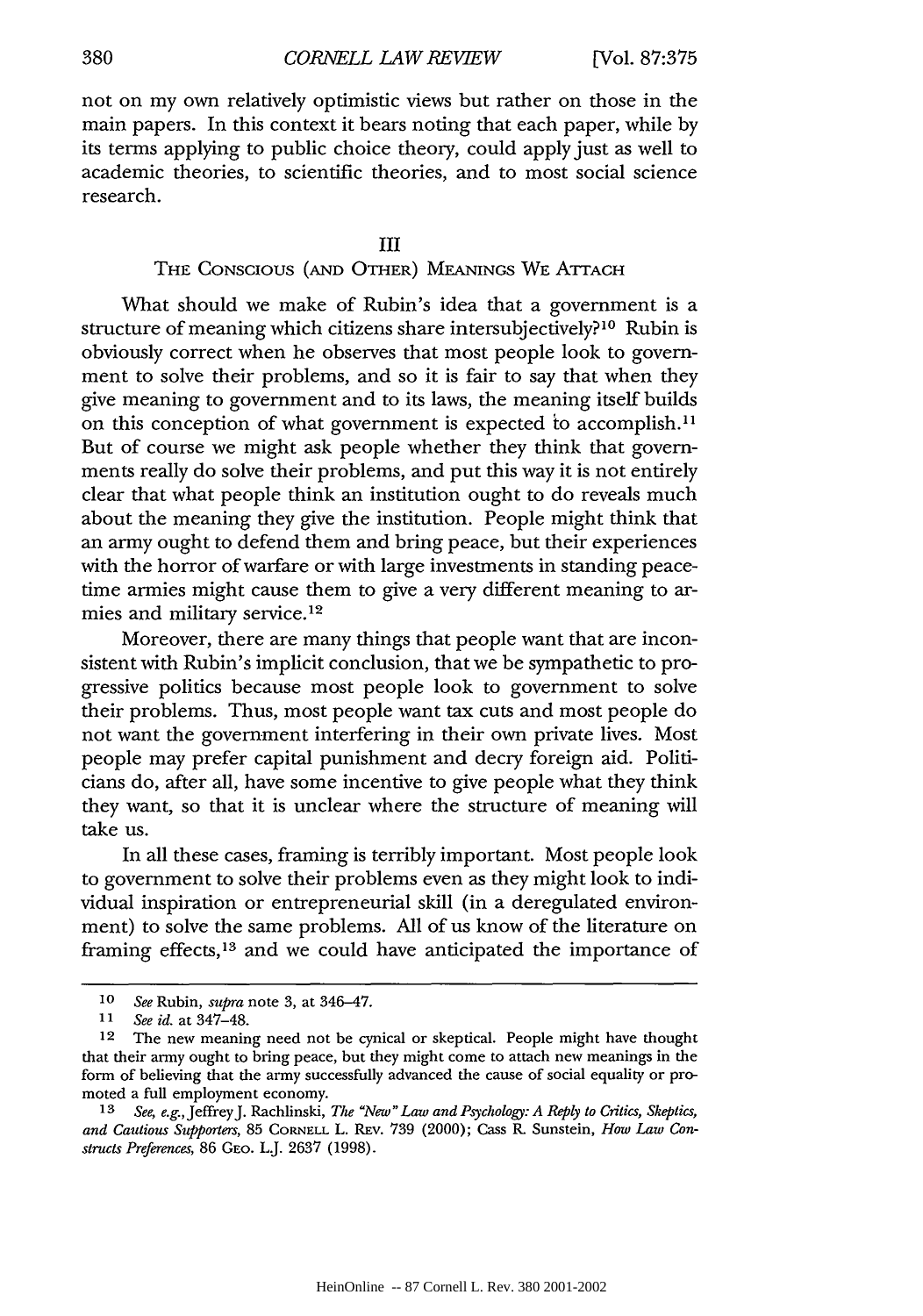not on my own relatively optimistic views but rather on those in the main papers. In this context it bears noting that each paper, while by its terms applying to public choice theory, could apply just as well to academic theories, to scientific theories, and to most social science research.

## III
## The Conscious (and Other) Meanings We Attach

What should we make of Rubin's idea that a government is a structure of meaning which citizens share intersubjectively?[10] Rubin is obviously correct when he observes that most people look to government to solve their problems, and so it is fair to say that when they give meaning to government and to its laws, the meaning itself builds on this conception of what government is expected to accomplish.[11] But of course we might ask people whether they think that governments really do solve their problems, and put this way it is not entirely clear that what people think an institution ought to do reveals much about the meaning they give the institution. People might think that an army ought to defend them and bring peace, but their experiences with the horror of warfare or with large investments in standing peacetime armies might cause them to give a very different meaning to armies and military service.[12]

Moreover, there are many things that people want that are inconsistent with Rubin's implicit conclusion, that we be sympathetic to progressive politics because most people look to government to solve their problems. Thus, most people want tax cuts and most people do not want the government interfering in their own private lives. Most people may prefer capital punishment and decry foreign aid. Politicians do, after all, have some incentive to give people what they think they want, so that it is unclear where the structure of meaning will take us.

In all these cases, framing is terribly important. Most people look to government to solve their problems even as they might look to individual inspiration or entrepreneurial skill (in a deregulated environment) to solve the same problems. All of us know of the literature on framing effects,[13] and we could have anticipated the importance of

---

[10] *See* Rubin, *supra* note 3, at 346–47.

[11] *See id.* at 347–48.

[12] The new meaning need not be cynical or skeptical. People might have thought that their army ought to bring peace, but they might come to attach new meanings in the form of believing that the army successfully advanced the cause of social equality or promoted a full employment economy.

[13] *See, e.g.*, Jeffrey J. Rachlinski, *The "New" Law and Psychology: A Reply to Critics, Skeptics, and Cautious Supporters*, 85 Cornell L. Rev. 739 (2000); Cass R. Sunstein, *How Law Constructs Preferences*, 86 Geo. L.J. 2637 (1998).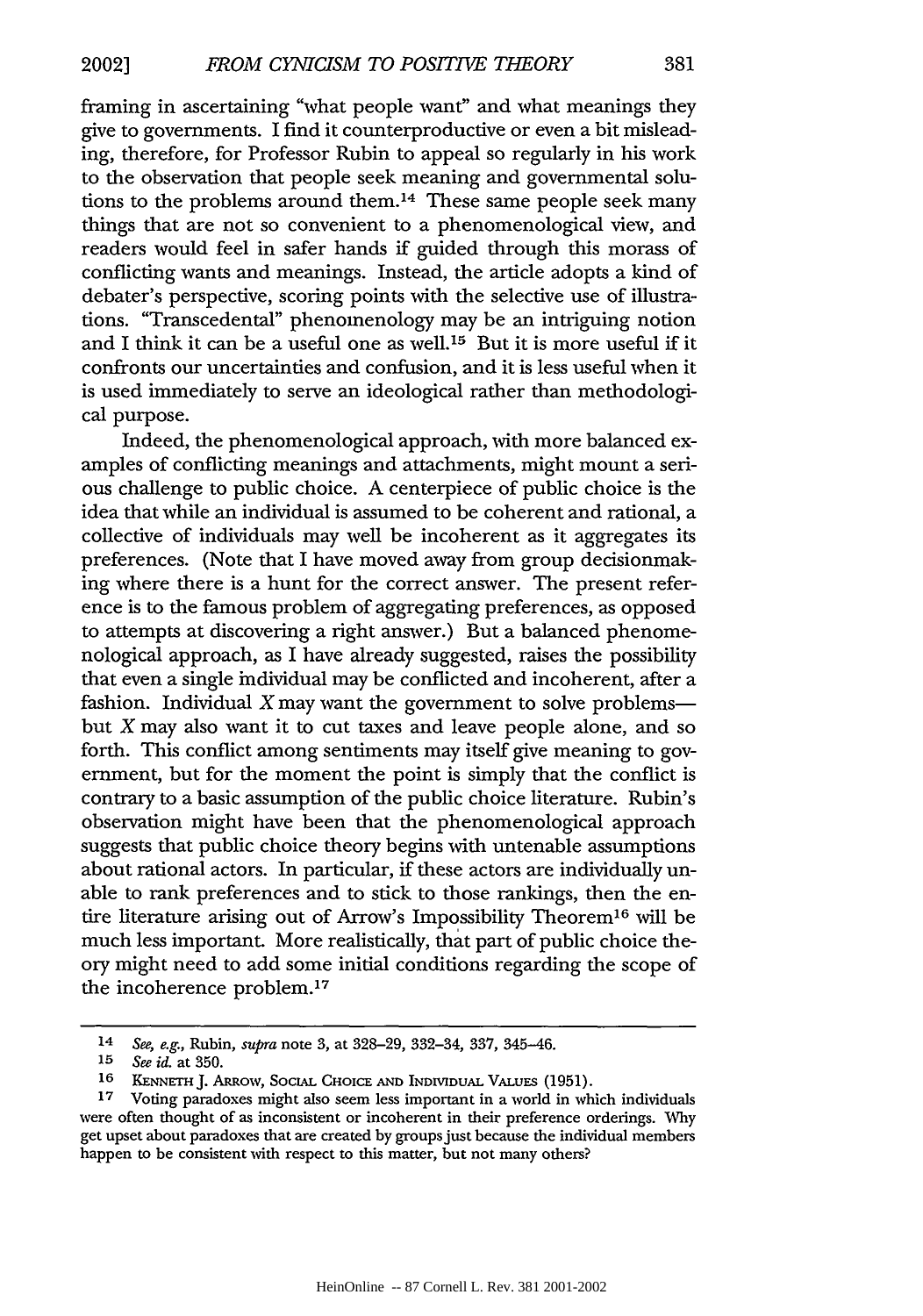framing in ascertaining "what people want" and what meanings they give to governments. I find it counterproductive or even a bit misleading, therefore, for Professor Rubin to appeal so regularly in his work to the observation that people seek meaning and governmental solutions to the problems around them.[14] These same people seek many things that are not so convenient to a phenomenological view, and readers would feel in safer hands if guided through this morass of conflicting wants and meanings. Instead, the article adopts a kind of debater's perspective, scoring points with the selective use of illustrations. "Transcedental" phenomenology may be an intriguing notion and I think it can be a useful one as well.[15] But it is more useful if it confronts our uncertainties and confusion, and it is less useful when it is used immediately to serve an ideological rather than methodological purpose.

Indeed, the phenomenological approach, with more balanced examples of conflicting meanings and attachments, might mount a serious challenge to public choice. A centerpiece of public choice is the idea that while an individual is assumed to be coherent and rational, a collective of individuals may well be incoherent as it aggregates its preferences. (Note that I have moved away from group decisionmaking where there is a hunt for the correct answer. The present reference is to the famous problem of aggregating preferences, as opposed to attempts at discovering a right answer.) But a balanced phenomenological approach, as I have already suggested, raises the possibility that even a single individual may be conflicted and incoherent, after a fashion. Individual *X* may want the government to solve problems—but *X* may also want it to cut taxes and leave people alone, and so forth. This conflict among sentiments may itself give meaning to government, but for the moment the point is simply that the conflict is contrary to a basic assumption of the public choice literature. Rubin's observation might have been that the phenomenological approach suggests that public choice theory begins with untenable assumptions about rational actors. In particular, if these actors are individually unable to rank preferences and to stick to those rankings, then the entire literature arising out of Arrow's Impossibility Theorem[16] will be much less important. More realistically, that part of public choice theory might need to add some initial conditions regarding the scope of the incoherence problem.[17]

---

[14] *See, e.g.*, Rubin, *supra* note 3, at 328–29, 332–34, 337, 345–46.

[15] *See id.* at 350.

[16] Kenneth J. Arrow, Social Choice and Individual Values (1951).

[17] Voting paradoxes might also seem less important in a world in which individuals were often thought of as inconsistent or incoherent in their preference orderings. Why get upset about paradoxes that are created by groups just because the individual members happen to be consistent with respect to this matter, but not many others?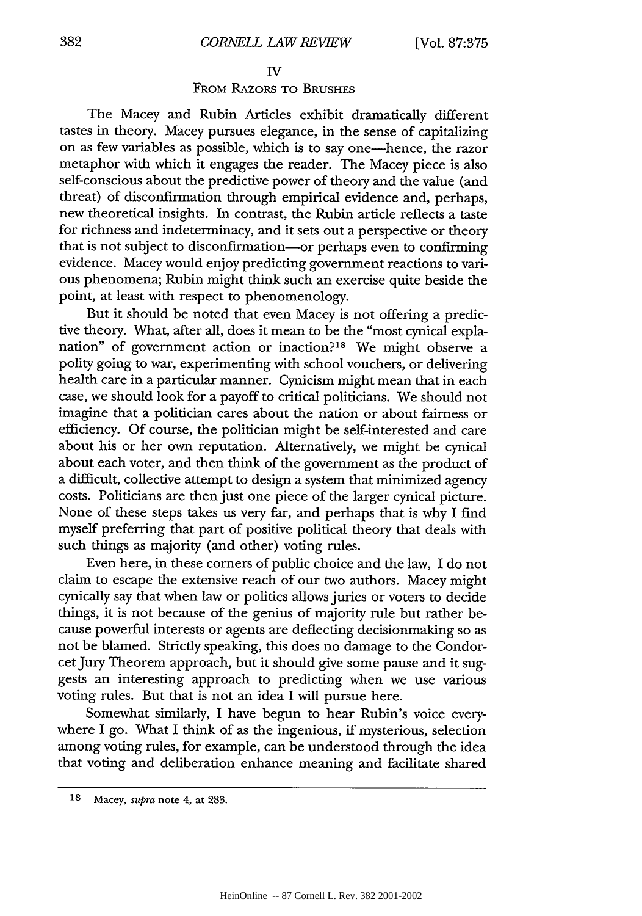## IV

## FROM RAZORS TO BRUSHES

The Macey and Rubin Articles exhibit dramatically different tastes in theory. Macey pursues elegance, in the sense of capitalizing on as few variables as possible, which is to say one—hence, the razor metaphor with which it engages the reader. The Macey piece is also self-conscious about the predictive power of theory and the value (and threat) of disconfirmation through empirical evidence and, perhaps, new theoretical insights. In contrast, the Rubin article reflects a taste for richness and indeterminacy, and it sets out a perspective or theory that is not subject to disconfirmation—or perhaps even to confirming evidence. Macey would enjoy predicting government reactions to various phenomena; Rubin might think such an exercise quite beside the point, at least with respect to phenomenology.

But it should be noted that even Macey is not offering a predictive theory. What, after all, does it mean to be the "most cynical explanation" of government action or inaction?[18] We might observe a polity going to war, experimenting with school vouchers, or delivering health care in a particular manner. Cynicism might mean that in each case, we should look for a payoff to critical politicians. We should not imagine that a politician cares about the nation or about fairness or efficiency. Of course, the politician might be self-interested and care about his or her own reputation. Alternatively, we might be cynical about each voter, and then think of the government as the product of a difficult, collective attempt to design a system that minimized agency costs. Politicians are then just one piece of the larger cynical picture. None of these steps takes us very far, and perhaps that is why I find myself preferring that part of positive political theory that deals with such things as majority (and other) voting rules.

Even here, in these corners of public choice and the law, I do not claim to escape the extensive reach of our two authors. Macey might cynically say that when law or politics allows juries or voters to decide things, it is not because of the genius of majority rule but rather because powerful interests or agents are deflecting decisionmaking so as not be blamed. Strictly speaking, this does no damage to the Condorcet Jury Theorem approach, but it should give some pause and it suggests an interesting approach to predicting when we use various voting rules. But that is not an idea I will pursue here.

Somewhat similarly, I have begun to hear Rubin's voice everywhere I go. What I think of as the ingenious, if mysterious, selection among voting rules, for example, can be understood through the idea that voting and deliberation enhance meaning and facilitate shared

---

18 Macey, *supra* note 4, at 283.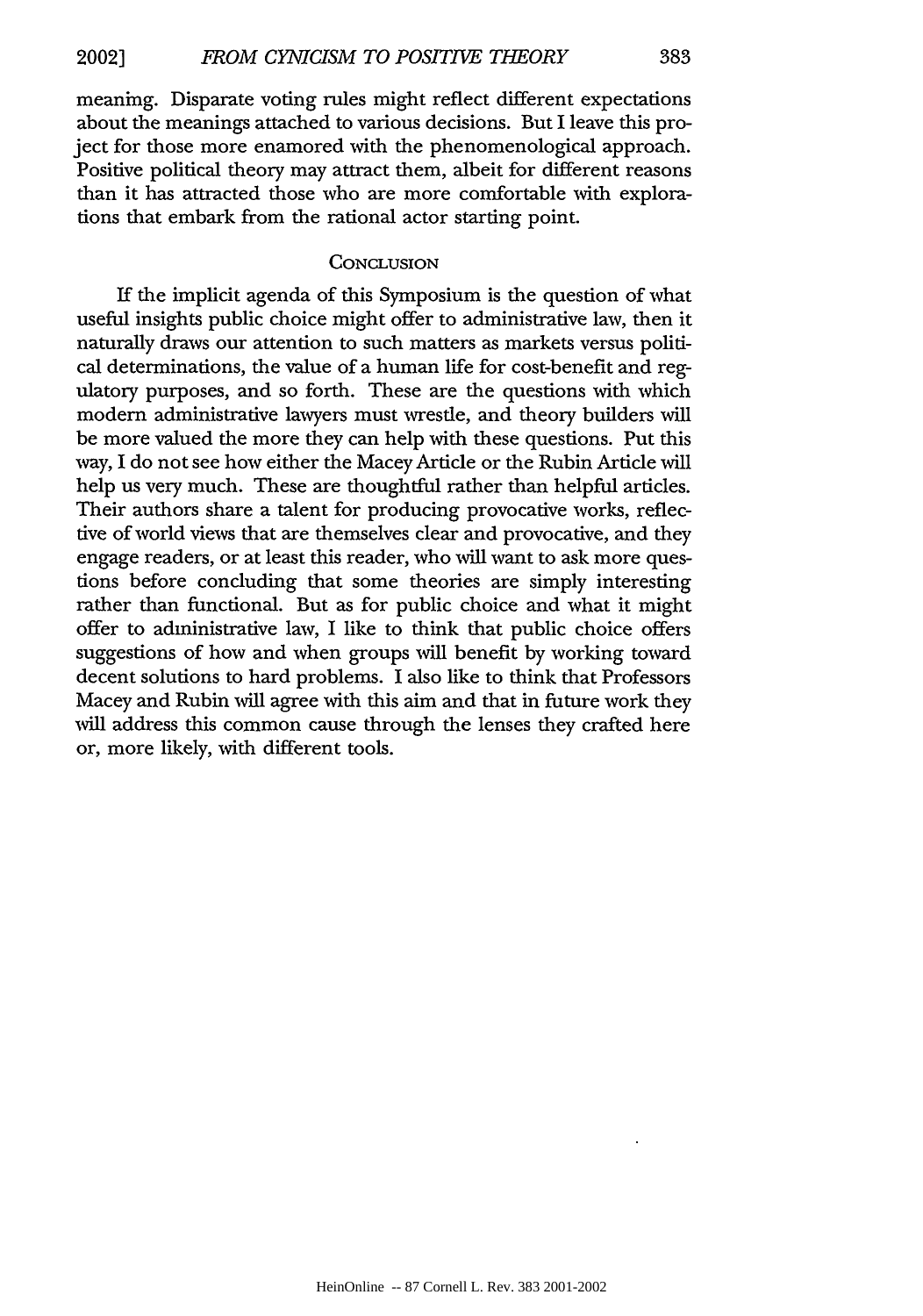meaning. Disparate voting rules might reflect different expectations about the meanings attached to various decisions. But I leave this project for those more enamored with the phenomenological approach. Positive political theory may attract them, albeit for different reasons than it has attracted those who are more comfortable with explorations that embark from the rational actor starting point.

## CONCLUSION

If the implicit agenda of this Symposium is the question of what useful insights public choice might offer to administrative law, then it naturally draws our attention to such matters as markets versus political determinations, the value of a human life for cost-benefit and regulatory purposes, and so forth. These are the questions with which modern administrative lawyers must wrestle, and theory builders will be more valued the more they can help with these questions. Put this way, I do not see how either the Macey Article or the Rubin Article will help us very much. These are thoughtful rather than helpful articles. Their authors share a talent for producing provocative works, reflective of world views that are themselves clear and provocative, and they engage readers, or at least this reader, who will want to ask more questions before concluding that some theories are simply interesting rather than functional. But as for public choice and what it might offer to administrative law, I like to think that public choice offers suggestions of how and when groups will benefit by working toward decent solutions to hard problems. I also like to think that Professors Macey and Rubin will agree with this aim and that in future work they will address this common cause through the lenses they crafted here or, more likely, with different tools.